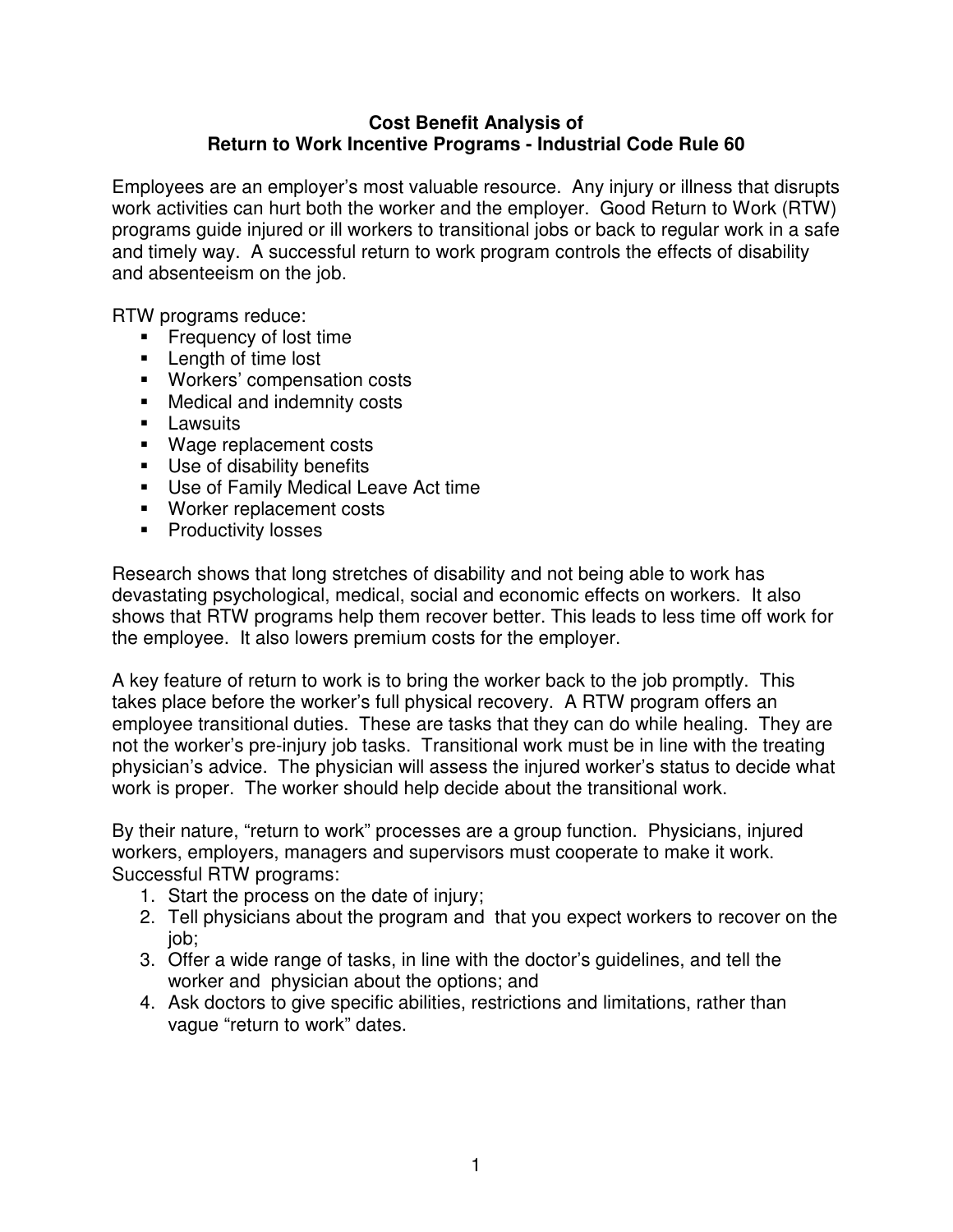# Cost Benefit Analysis of Return to Work Incentive Programs - Industrial Code Rule 60

Employees are an employer's most valuable resource. Any injury or illness that disrupts work activities can hurt both the worker and the employer. Good Return to Work (RTW) programs guide injured or ill workers to transitional jobs or back to regular work in a safe and timely way. A successful return to work program controls the effects of disability and absenteeism on the job.

RTW programs reduce:

- Frequency of lost time
- Length of time lost
- Workers' compensation costs
- Medical and indemnity costs
- Lawsuits
- Wage replacement costs
- Use of disability benefits
- Use of Family Medical Leave Act time
- Worker replacement costs
- Productivity losses

Research shows that long stretches of disability and not being able to work has devastating psychological, medical, social and economic effects on workers. It also shows that RTW programs help them recover better. This leads to less time off work for the employee. It also lowers premium costs for the employer.

A key feature of return to work is to bring the worker back to the job promptly. This takes place before the worker's full physical recovery. A RTW program offers an employee transitional duties. These are tasks that they can do while healing. They are not the worker's pre-injury job tasks. Transitional work must be in line with the treating physician's advice. The physician will assess the injured worker's status to decide what work is proper. The worker should help decide about the transitional work.

By their nature, "return to work" processes are a group function. Physicians, injured workers, employers, managers and supervisors must cooperate to make it work. Successful RTW programs:

1. Start the process on the date of injury;
2. Tell physicians about the program and that you expect workers to recover on the job;
3. Offer a wide range of tasks, in line with the doctor's guidelines, and tell the worker and physician about the options; and
4. Ask doctors to give specific abilities, restrictions and limitations, rather than vague "return to work" dates.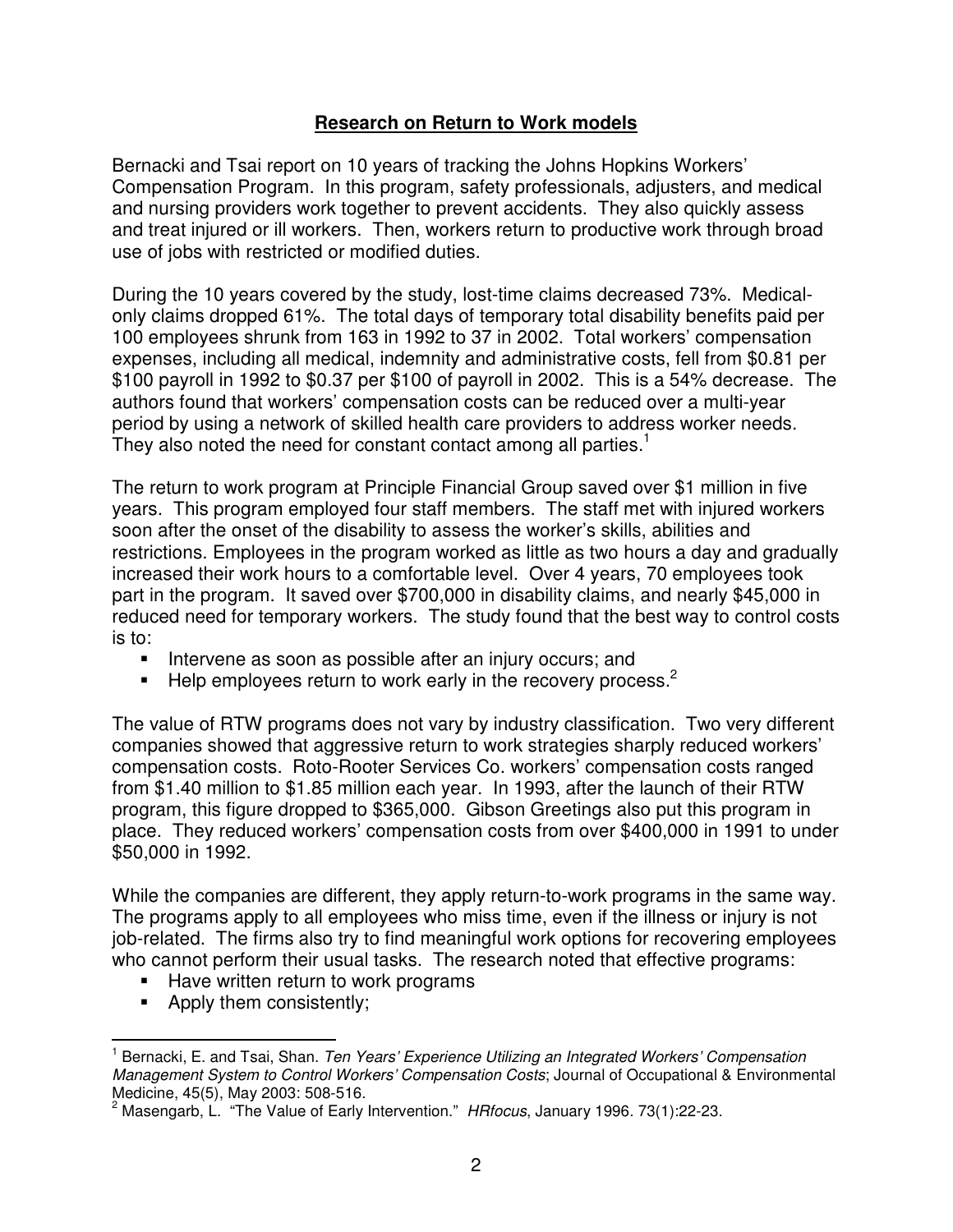## Research on Return to Work models

Bernacki and Tsai report on 10 years of tracking the Johns Hopkins Workers' Compensation Program. In this program, safety professionals, adjusters, and medical and nursing providers work together to prevent accidents. They also quickly assess and treat injured or ill workers. Then, workers return to productive work through broad use of jobs with restricted or modified duties.

During the 10 years covered by the study, lost-time claims decreased 73%. Medical-only claims dropped 61%. The total days of temporary total disability benefits paid per 100 employees shrunk from 163 in 1992 to 37 in 2002. Total workers' compensation expenses, including all medical, indemnity and administrative costs, fell from $0.81 per $100 payroll in 1992 to $0.37 per $100 of payroll in 2002. This is a 54% decrease. The authors found that workers' compensation costs can be reduced over a multi-year period by using a network of skilled health care providers to address worker needs. They also noted the need for constant contact among all parties.[1]

The return to work program at Principle Financial Group saved over $1 million in five years. This program employed four staff members. The staff met with injured workers soon after the onset of the disability to assess the worker's skills, abilities and restrictions. Employees in the program worked as little as two hours a day and gradually increased their work hours to a comfortable level. Over 4 years, 70 employees took part in the program. It saved over $700,000 in disability claims, and nearly $45,000 in reduced need for temporary workers. The study found that the best way to control costs is to:

- Intervene as soon as possible after an injury occurs; and
- Help employees return to work early in the recovery process.[2]

The value of RTW programs does not vary by industry classification. Two very different companies showed that aggressive return to work strategies sharply reduced workers' compensation costs. Roto-Rooter Services Co. workers' compensation costs ranged from $1.40 million to $1.85 million each year. In 1993, after the launch of their RTW program, this figure dropped to $365,000. Gibson Greetings also put this program in place. They reduced workers' compensation costs from over $400,000 in 1991 to under $50,000 in 1992.

While the companies are different, they apply return-to-work programs in the same way. The programs apply to all employees who miss time, even if the illness or injury is not job-related. The firms also try to find meaningful work options for recovering employees who cannot perform their usual tasks. The research noted that effective programs:

- Have written return to work programs
- Apply them consistently;

---

[1] Bernacki, E. and Tsai, Shan. *Ten Years' Experience Utilizing an Integrated Workers' Compensation Management System to Control Workers' Compensation Costs*; Journal of Occupational & Environmental Medicine, 45(5), May 2003: 508-516.

[2] Masengarb, L. "The Value of Early Intervention." *HRfocus*, January 1996. 73(1):22-23.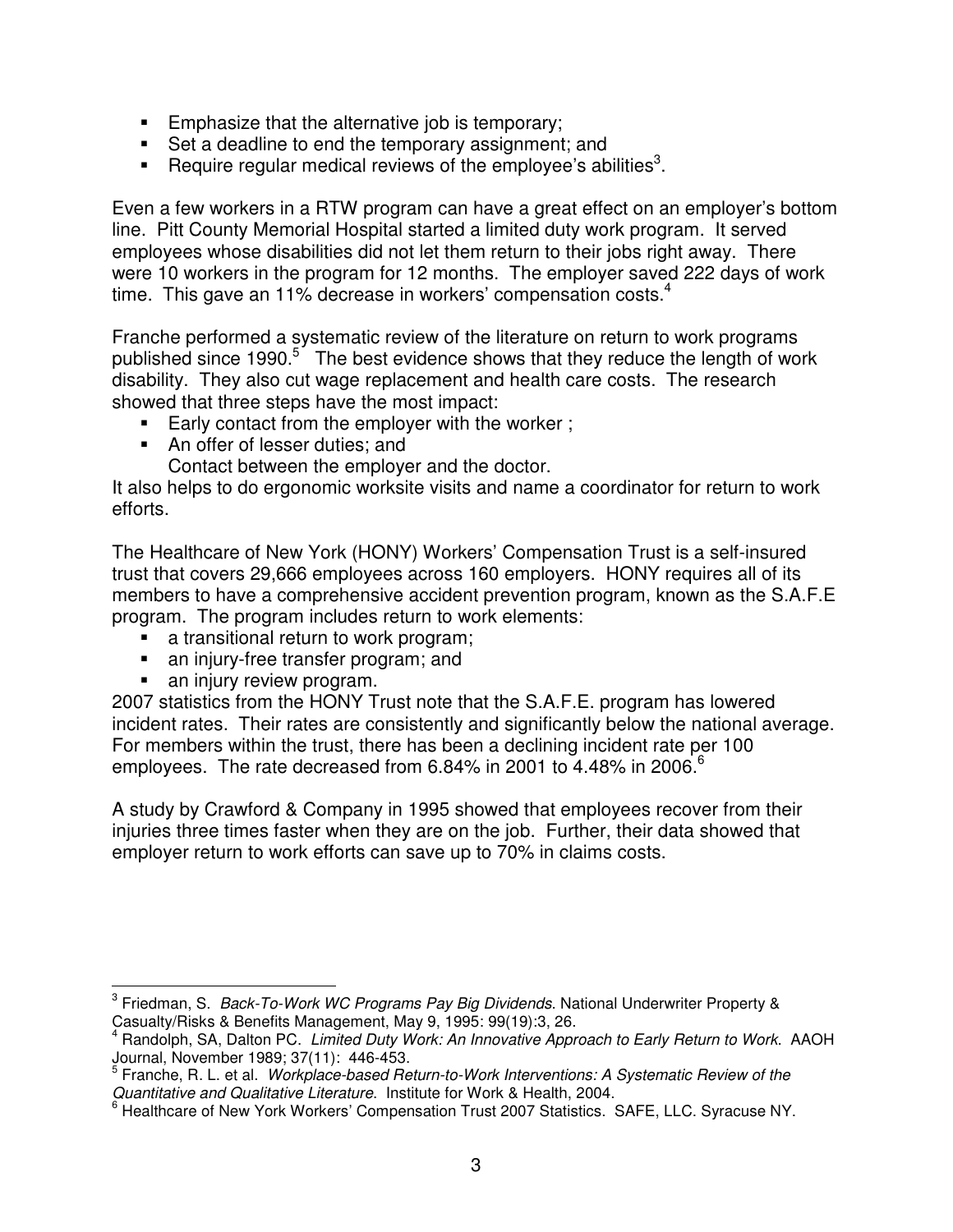- Emphasize that the alternative job is temporary;
- Set a deadline to end the temporary assignment; and
- Require regular medical reviews of the employee's abilities[3].

Even a few workers in a RTW program can have a great effect on an employer's bottom line. Pitt County Memorial Hospital started a limited duty work program. It served employees whose disabilities did not let them return to their jobs right away. There were 10 workers in the program for 12 months. The employer saved 222 days of work time. This gave an 11% decrease in workers' compensation costs.[4]

Franche performed a systematic review of the literature on return to work programs published since 1990.[5] The best evidence shows that they reduce the length of work disability. They also cut wage replacement and health care costs. The research showed that three steps have the most impact:

- Early contact from the employer with the worker ;
- An offer of lesser duties; and
- Contact between the employer and the doctor.

It also helps to do ergonomic worksite visits and name a coordinator for return to work efforts.

The Healthcare of New York (HONY) Workers' Compensation Trust is a self-insured trust that covers 29,666 employees across 160 employers. HONY requires all of its members to have a comprehensive accident prevention program, known as the S.A.F.E program. The program includes return to work elements:

- a transitional return to work program;
- an injury-free transfer program; and
- an injury review program.

2007 statistics from the HONY Trust note that the S.A.F.E. program has lowered incident rates. Their rates are consistently and significantly below the national average. For members within the trust, there has been a declining incident rate per 100 employees. The rate decreased from 6.84% in 2001 to 4.48% in 2006.[6]

A study by Crawford & Company in 1995 showed that employees recover from their injuries three times faster when they are on the job. Further, their data showed that employer return to work efforts can save up to 70% in claims costs.

---

[3] Friedman, S. *Back-To-Work WC Programs Pay Big Dividends*. National Underwriter Property & Casualty/Risks & Benefits Management, May 9, 1995: 99(19):3, 26.

[4] Randolph, SA, Dalton PC. *Limited Duty Work: An Innovative Approach to Early Return to Work.* AAOH Journal, November 1989; 37(11): 446-453.

[5] Franche, R. L. et al. *Workplace-based Return-to-Work Interventions: A Systematic Review of the Quantitative and Qualitative Literature*. Institute for Work & Health, 2004.

[6] Healthcare of New York Workers' Compensation Trust 2007 Statistics. SAFE, LLC. Syracuse NY.